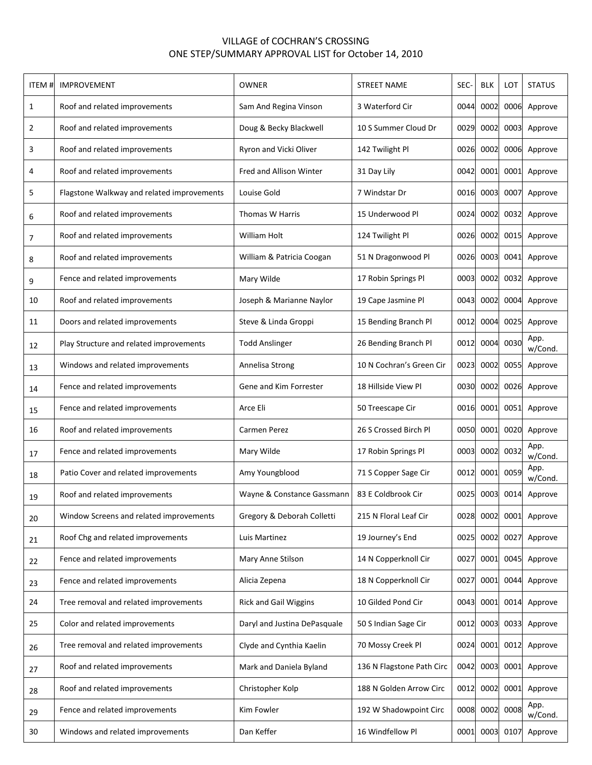# VILLAGE of COCHRAN'S CROSSING

## ONE STEP/SUMMARY APPROVAL LIST for October 14, 2010

| ITEM # | IMPROVEMENT | OWNER | STREET NAME | SEC- | BLK | LOT | STATUS |
|---|---|---|---|---|---|---|---|
| 1 | Roof and related improvements | Sam And Regina Vinson | 3 Waterford Cir | 0044 | 0002 | 0006 | Approve |
| 2 | Roof and related improvements | Doug & Becky Blackwell | 10 S Summer Cloud Dr | 0029 | 0002 | 0003 | Approve |
| 3 | Roof and related improvements | Ryron and Vicki Oliver | 142 Twilight Pl | 0026 | 0002 | 0006 | Approve |
| 4 | Roof and related improvements | Fred and Allison Winter | 31 Day Lily | 0042 | 0001 | 0001 | Approve |
| 5 | Flagstone Walkway and related improvements | Louise Gold | 7 Windstar Dr | 0016 | 0003 | 0007 | Approve |
| 6 | Roof and related improvements | Thomas W Harris | 15 Underwood Pl | 0024 | 0002 | 0032 | Approve |
| 7 | Roof and related improvements | William Holt | 124 Twilight Pl | 0026 | 0002 | 0015 | Approve |
| 8 | Roof and related improvements | William & Patricia Coogan | 51 N Dragonwood Pl | 0026 | 0003 | 0041 | Approve |
| 9 | Fence and related improvements | Mary Wilde | 17 Robin Springs Pl | 0003 | 0002 | 0032 | Approve |
| 10 | Roof and related improvements | Joseph & Marianne Naylor | 19 Cape Jasmine Pl | 0043 | 0002 | 0004 | Approve |
| 11 | Doors and related improvements | Steve & Linda Groppi | 15 Bending Branch Pl | 0012 | 0004 | 0025 | Approve |
| 12 | Play Structure and related improvements | Todd Anslinger | 26 Bending Branch Pl | 0012 | 0004 | 0030 | App. w/Cond. |
| 13 | Windows and related improvements | Annelisa Strong | 10 N Cochran's Green Cir | 0023 | 0002 | 0055 | Approve |
| 14 | Fence and related improvements | Gene and Kim Forrester | 18 Hillside View Pl | 0030 | 0002 | 0026 | Approve |
| 15 | Fence and related improvements | Arce Eli | 50 Treescape Cir | 0016 | 0001 | 0051 | Approve |
| 16 | Roof and related improvements | Carmen Perez | 26 S Crossed Birch Pl | 0050 | 0001 | 0020 | Approve |
| 17 | Fence and related improvements | Mary Wilde | 17 Robin Springs Pl | 0003 | 0002 | 0032 | App. w/Cond. |
| 18 | Patio Cover and related improvements | Amy Youngblood | 71 S Copper Sage Cir | 0012 | 0001 | 0059 | App. w/Cond. |
| 19 | Roof and related improvements | Wayne & Constance Gassmann | 83 E Coldbrook Cir | 0025 | 0003 | 0014 | Approve |
| 20 | Window Screens and related improvements | Gregory & Deborah Colletti | 215 N Floral Leaf Cir | 0028 | 0002 | 0001 | Approve |
| 21 | Roof Chg and related improvements | Luis Martinez | 19 Journey's End | 0025 | 0002 | 0027 | Approve |
| 22 | Fence and related improvements | Mary Anne Stilson | 14 N Copperknoll Cir | 0027 | 0001 | 0045 | Approve |
| 23 | Fence and related improvements | Alicia Zepena | 18 N Copperknoll Cir | 0027 | 0001 | 0044 | Approve |
| 24 | Tree removal and related improvements | Rick and Gail Wiggins | 10 Gilded Pond Cir | 0043 | 0001 | 0014 | Approve |
| 25 | Color and related improvements | Daryl and Justina DePasquale | 50 S Indian Sage Cir | 0012 | 0003 | 0033 | Approve |
| 26 | Tree removal and related improvements | Clyde and Cynthia Kaelin | 70 Mossy Creek Pl | 0024 | 0001 | 0012 | Approve |
| 27 | Roof and related improvements | Mark and Daniela Byland | 136 N Flagstone Path Circ | 0042 | 0003 | 0001 | Approve |
| 28 | Roof and related improvements | Christopher Kolp | 188 N Golden Arrow Circ | 0012 | 0002 | 0001 | Approve |
| 29 | Fence and related improvements | Kim Fowler | 192 W Shadowpoint Circ | 0008 | 0002 | 0008 | App. w/Cond. |
| 30 | Windows and related improvements | Dan Keffer | 16 Windfellow Pl | 0001 | 0003 | 0107 | Approve |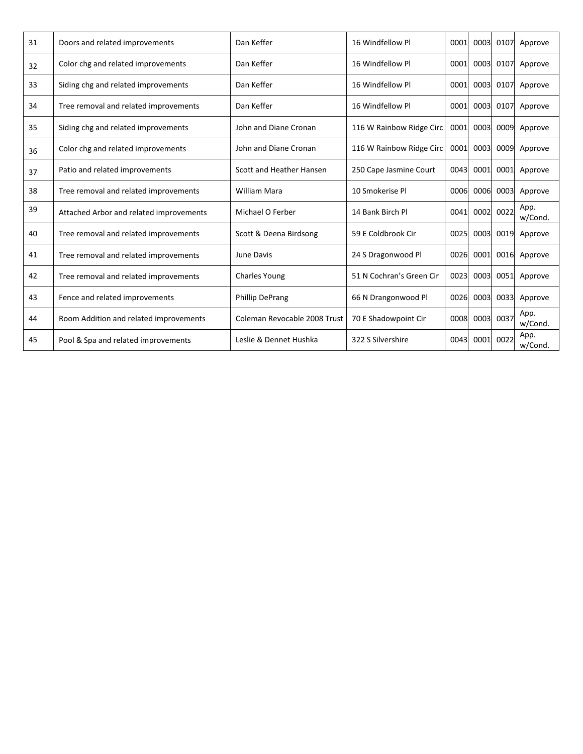| | | | | | | | |
|---|---|---|---|---|---|---|---|
| 31 | Doors and related improvements | Dan Keffer | 16 Windfellow Pl | 0001 | 0003 | 0107 | Approve |
| 32 | Color chg and related improvements | Dan Keffer | 16 Windfellow Pl | 0001 | 0003 | 0107 | Approve |
| 33 | Siding chg and related improvements | Dan Keffer | 16 Windfellow Pl | 0001 | 0003 | 0107 | Approve |
| 34 | Tree removal and related improvements | Dan Keffer | 16 Windfellow Pl | 0001 | 0003 | 0107 | Approve |
| 35 | Siding chg and related improvements | John and Diane Cronan | 116 W Rainbow Ridge Circ | 0001 | 0003 | 0009 | Approve |
| 36 | Color chg and related improvements | John and Diane Cronan | 116 W Rainbow Ridge Circ | 0001 | 0003 | 0009 | Approve |
| 37 | Patio and related improvements | Scott and Heather Hansen | 250 Cape Jasmine Court | 0043 | 0001 | 0001 | Approve |
| 38 | Tree removal and related improvements | William Mara | 10 Smokerise Pl | 0006 | 0006 | 0003 | Approve |
| 39 | Attached Arbor and related improvements | Michael O Ferber | 14 Bank Birch Pl | 0041 | 0002 | 0022 | App. w/Cond. |
| 40 | Tree removal and related improvements | Scott & Deena Birdsong | 59 E Coldbrook Cir | 0025 | 0003 | 0019 | Approve |
| 41 | Tree removal and related improvements | June Davis | 24 S Dragonwood Pl | 0026 | 0001 | 0016 | Approve |
| 42 | Tree removal and related improvements | Charles Young | 51 N Cochran's Green Cir | 0023 | 0003 | 0051 | Approve |
| 43 | Fence and related improvements | Phillip DePrang | 66 N Drangonwood Pl | 0026 | 0003 | 0033 | Approve |
| 44 | Room Addition and related improvements | Coleman Revocable 2008 Trust | 70 E Shadowpoint Cir | 0008 | 0003 | 0037 | App. w/Cond. |
| 45 | Pool & Spa and related improvements | Leslie & Dennet Hushka | 322 S Silvershire | 0043 | 0001 | 0022 | App. w/Cond. |